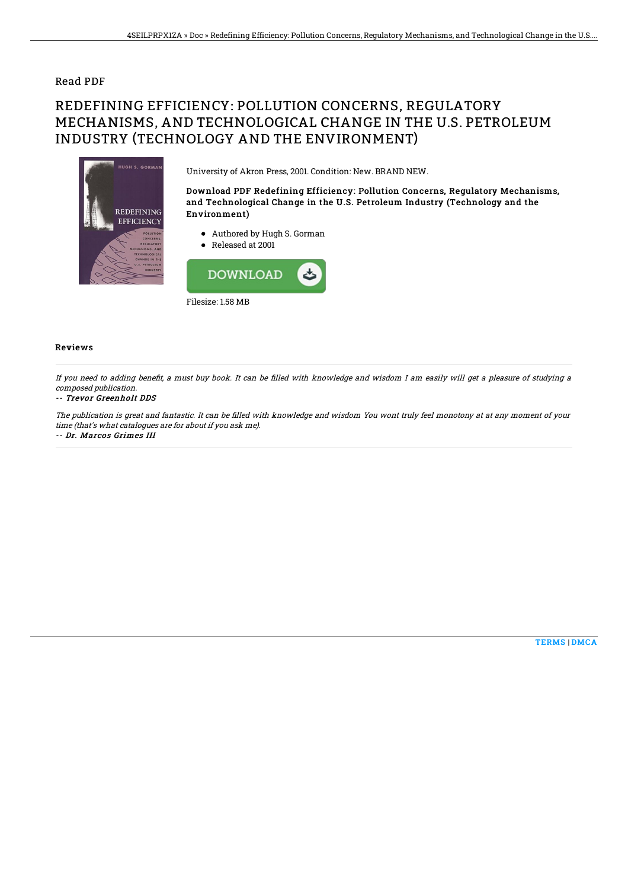Read PDF

# REDEFINING EFFICIENCY: POLLUTION CONCERNS, REGULATORY MECHANISMS, AND TECHNOLOGICAL CHANGE IN THE U.S. PETROLEUM INDUSTRY (TECHNOLOGY AND THE ENVIRONMENT)

University of Akron Press, 2001. Condition: New. BRAND NEW.

**Download PDF Redefining Efficiency: Pollution Concerns, Regulatory Mechanisms, and Technological Change in the U.S. Petroleum Industry (Technology and the Environment)**

- Authored by Hugh S. Gorman
- Released at 2001

DOWNLOAD

Filesize: 1.58 MB

## Reviews

*If you need to adding benefit, a must buy book. It can be filled with knowledge and wisdom I am easily will get a pleasure of studying a composed publication.*

*-- Trevor Greenholt DDS*

*The publication is great and fantastic. It can be filled with knowledge and wisdom You wont truly feel monotony at at any moment of your time (that's what catalogues are for about if you ask me).*

*-- Dr. Marcos Grimes III*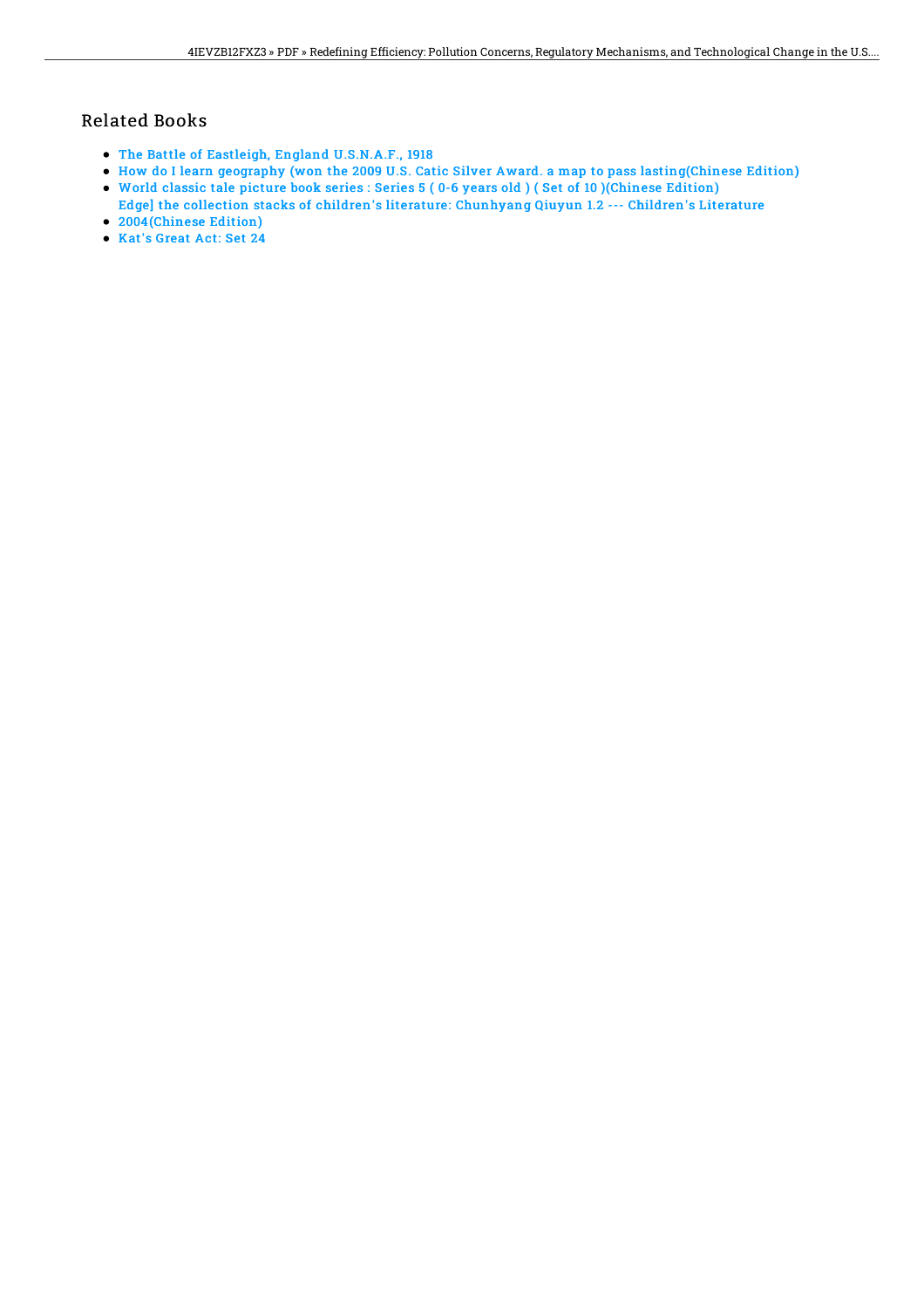## Related Books

- The Battle of Eastleigh, England U.S.N.A.F., 1918
- How do I learn geography (won the 2009 U.S. Catic Silver Award. a map to pass lasting(Chinese Edition)
- World classic tale picture book series : Series 5 ( 0-6 years old ) ( Set of 10 )(Chinese Edition)
  Edge] the collection stacks of children's literature: Chunhyang Qiuyun 1.2 --- Children's Literature
- 2004(Chinese Edition)
- Kat's Great Act: Set 24